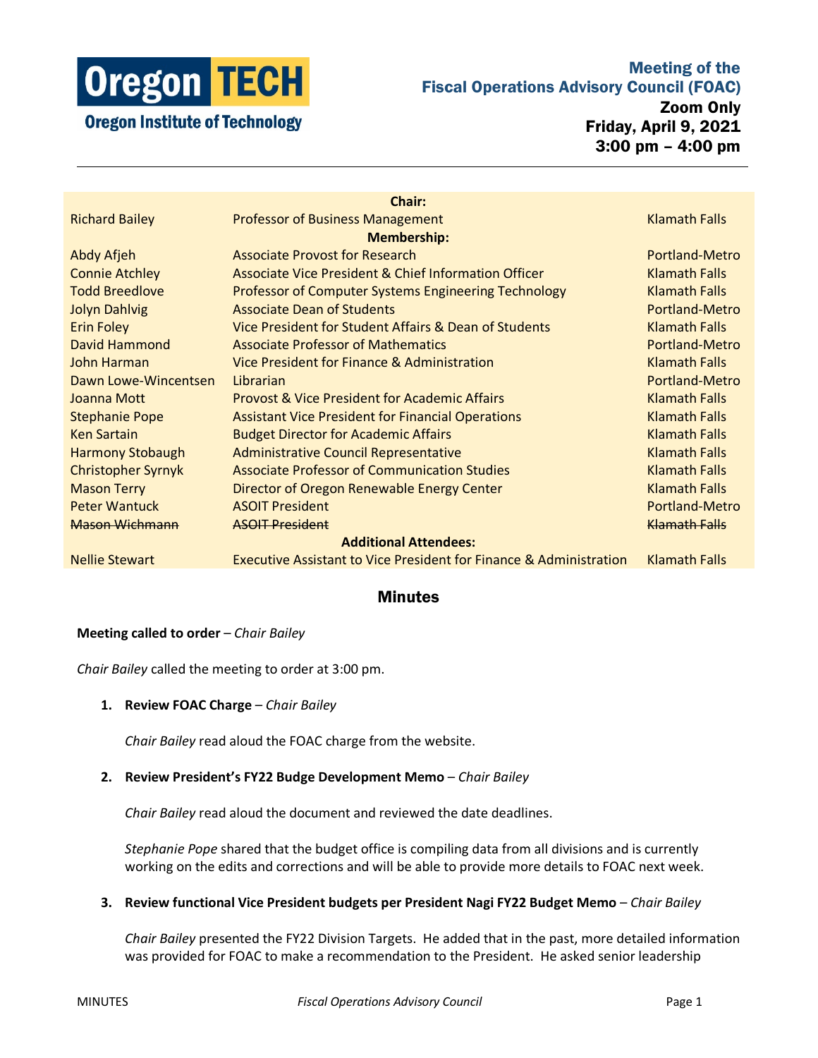**Oregon TECH**
**Oregon Institute of Technology**

# Meeting of the Fiscal Operations Advisory Council (FOAC)

**Zoom Only**
**Friday, April 9, 2021**
**3:00 pm – 4:00 pm**

| | **Chair:** | |
|---|---|---|
| Richard Bailey | Professor of Business Management | Klamath Falls |
| | **Membership:** | |
| Abdy Afjeh | Associate Provost for Research | Portland-Metro |
| Connie Atchley | Associate Vice President & Chief Information Officer | Klamath Falls |
| Todd Breedlove | Professor of Computer Systems Engineering Technology | Klamath Falls |
| Jolyn Dahlvig | Associate Dean of Students | Portland-Metro |
| Erin Foley | Vice President for Student Affairs & Dean of Students | Klamath Falls |
| David Hammond | Associate Professor of Mathematics | Portland-Metro |
| John Harman | Vice President for Finance & Administration | Klamath Falls |
| Dawn Lowe-Wincentsen | Librarian | Portland-Metro |
| Joanna Mott | Provost & Vice President for Academic Affairs | Klamath Falls |
| Stephanie Pope | Assistant Vice President for Financial Operations | Klamath Falls |
| Ken Sartain | Budget Director for Academic Affairs | Klamath Falls |
| Harmony Stobaugh | Administrative Council Representative | Klamath Falls |
| Christopher Syrnyk | Associate Professor of Communication Studies | Klamath Falls |
| Mason Terry | Director of Oregon Renewable Energy Center | Klamath Falls |
| Peter Wantuck | ASOIT President | Portland-Metro |
| ~~Mason Wichmann~~ | ~~ASOIT President~~ | ~~Klamath Falls~~ |
| | **Additional Attendees:** | |
| Nellie Stewart | Executive Assistant to Vice President for Finance & Administration | Klamath Falls |

## Minutes

**Meeting called to order** – *Chair Bailey*

*Chair Bailey* called the meeting to order at 3:00 pm.

1. **Review FOAC Charge** – *Chair Bailey*

   *Chair Bailey* read aloud the FOAC charge from the website.

2. **Review President's FY22 Budge Development Memo** – *Chair Bailey*

   *Chair Bailey* read aloud the document and reviewed the date deadlines.

   *Stephanie Pope* shared that the budget office is compiling data from all divisions and is currently working on the edits and corrections and will be able to provide more details to FOAC next week.

3. **Review functional Vice President budgets per President Nagi FY22 Budget Memo** – *Chair Bailey*

   *Chair Bailey* presented the FY22 Division Targets. He added that in the past, more detailed information was provided for FOAC to make a recommendation to the President. He asked senior leadership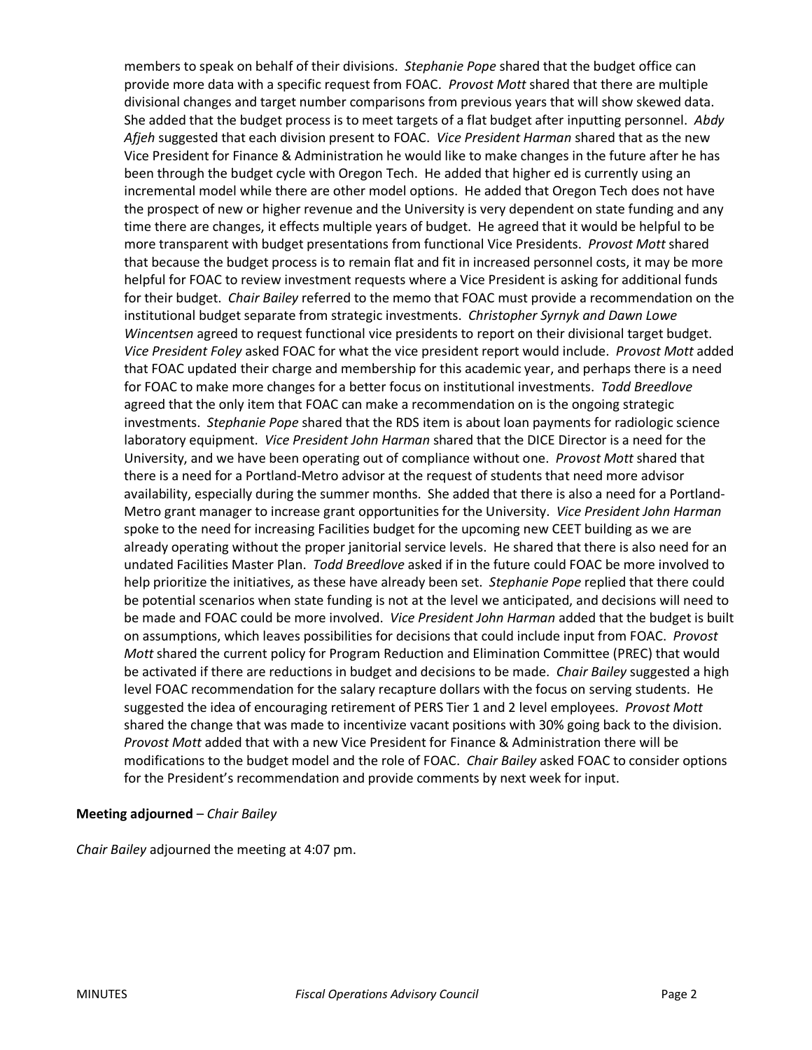members to speak on behalf of their divisions. *Stephanie Pope* shared that the budget office can provide more data with a specific request from FOAC. *Provost Mott* shared that there are multiple divisional changes and target number comparisons from previous years that will show skewed data. She added that the budget process is to meet targets of a flat budget after inputting personnel. *Abdy Afjeh* suggested that each division present to FOAC. *Vice President Harman* shared that as the new Vice President for Finance & Administration he would like to make changes in the future after he has been through the budget cycle with Oregon Tech. He added that higher ed is currently using an incremental model while there are other model options. He added that Oregon Tech does not have the prospect of new or higher revenue and the University is very dependent on state funding and any time there are changes, it effects multiple years of budget. He agreed that it would be helpful to be more transparent with budget presentations from functional Vice Presidents. *Provost Mott* shared that because the budget process is to remain flat and fit in increased personnel costs, it may be more helpful for FOAC to review investment requests where a Vice President is asking for additional funds for their budget. *Chair Bailey* referred to the memo that FOAC must provide a recommendation on the institutional budget separate from strategic investments. *Christopher Syrnyk and Dawn Lowe Wincentsen* agreed to request functional vice presidents to report on their divisional target budget. *Vice President Foley* asked FOAC for what the vice president report would include. *Provost Mott* added that FOAC updated their charge and membership for this academic year, and perhaps there is a need for FOAC to make more changes for a better focus on institutional investments. *Todd Breedlove* agreed that the only item that FOAC can make a recommendation on is the ongoing strategic investments. *Stephanie Pope* shared that the RDS item is about loan payments for radiologic science laboratory equipment. *Vice President John Harman* shared that the DICE Director is a need for the University, and we have been operating out of compliance without one. *Provost Mott* shared that there is a need for a Portland-Metro advisor at the request of students that need more advisor availability, especially during the summer months. She added that there is also a need for a Portland-Metro grant manager to increase grant opportunities for the University. *Vice President John Harman* spoke to the need for increasing Facilities budget for the upcoming new CEET building as we are already operating without the proper janitorial service levels. He shared that there is also need for an undated Facilities Master Plan. *Todd Breedlove* asked if in the future could FOAC be more involved to help prioritize the initiatives, as these have already been set. *Stephanie Pope* replied that there could be potential scenarios when state funding is not at the level we anticipated, and decisions will need to be made and FOAC could be more involved. *Vice President John Harman* added that the budget is built on assumptions, which leaves possibilities for decisions that could include input from FOAC. *Provost Mott* shared the current policy for Program Reduction and Elimination Committee (PREC) that would be activated if there are reductions in budget and decisions to be made. *Chair Bailey* suggested a high level FOAC recommendation for the salary recapture dollars with the focus on serving students. He suggested the idea of encouraging retirement of PERS Tier 1 and 2 level employees. *Provost Mott* shared the change that was made to incentivize vacant positions with 30% going back to the division. *Provost Mott* added that with a new Vice President for Finance & Administration there will be modifications to the budget model and the role of FOAC. *Chair Bailey* asked FOAC to consider options for the President's recommendation and provide comments by next week for input.

**Meeting adjourned** – *Chair Bailey*

*Chair Bailey* adjourned the meeting at 4:07 pm.